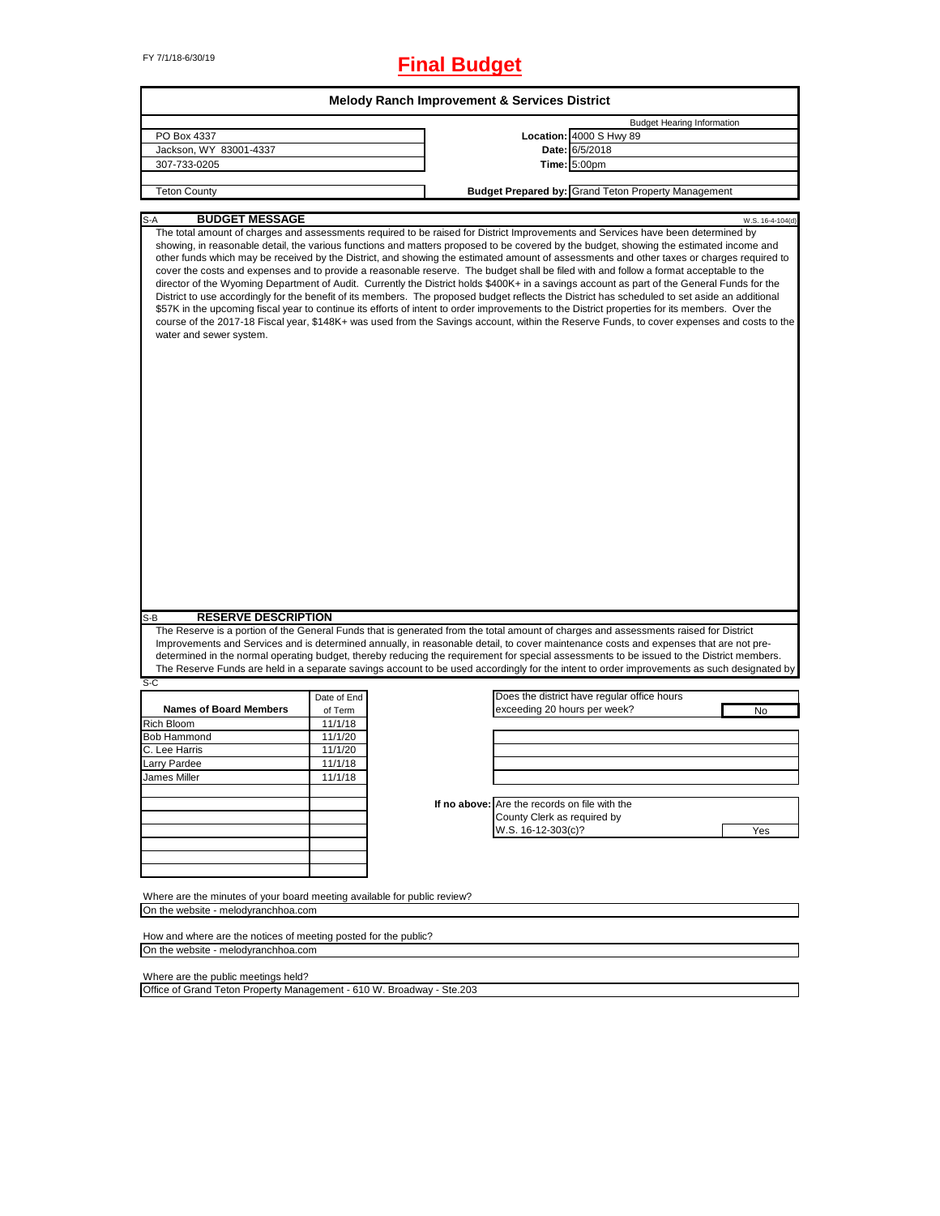FY 7/1/18-6/30/19

# Final Budget

## Melody Ranch Improvement & Services District

| | | Budget Hearing Information |
|---|---|---|
| PO Box 4337 | **Location:** | 4000 S Hwy 89 |
| Jackson, WY 83001-4337 | **Date:** | 6/5/2018 |
| 307-733-0205 | **Time:** | 5:00pm |
| Teton County | **Budget Prepared by:** | Grand Teton Property Management |

S-A **BUDGET MESSAGE** W.S. 16-4-104(d)

The total amount of charges and assessments required to be raised for District Improvements and Services have been determined by showing, in reasonable detail, the various functions and matters proposed to be covered by the budget, showing the estimated income and other funds which may be received by the District, and showing the estimated amount of assessments and other taxes or charges required to cover the costs and expenses and to provide a reasonable reserve. The budget shall be filed with and follow a format acceptable to the director of the Wyoming Department of Audit. Currently the District holds $400K+ in a savings account as part of the General Funds for the District to use accordingly for the benefit of its members. The proposed budget reflects the District has scheduled to set aside an additional $57K in the upcoming fiscal year to continue its efforts of intent to order improvements to the District properties for its members. Over the course of the 2017-18 Fiscal year, $148K+ was used from the Savings account, within the Reserve Funds, to cover expenses and costs to the water and sewer system.

S-B **RESERVE DESCRIPTION**

The Reserve is a portion of the General Funds that is generated from the total amount of charges and assessments raised for District Improvements and Services and is determined annually, in reasonable detail, to cover maintenance costs and expenses that are not pre-determined in the normal operating budget, thereby reducing the requirement for special assessments to be issued to the District members. The Reserve Funds are held in a separate savings account to be used accordingly for the intent to order improvements as such designated by

S-C

| Names of Board Members | Date of End of Term |
|---|---|
| Rich Bloom | 11/1/18 |
| Bob Hammond | 11/1/20 |
| C. Lee Harris | 11/1/20 |
| Larry Pardee | 11/1/18 |
| James Miller | 11/1/18 |

Does the district have regular office hours exceeding 20 hours per week? **No**

If no above: Are the records on file with the County Clerk as required by W.S. 16-12-303(c)? **Yes**

Where are the minutes of your board meeting available for public review?
On the website - melodyranchhoa.com

How and where are the notices of meeting posted for the public?
On the website - melodyranchhoa.com

Where are the public meetings held?
Office of Grand Teton Property Management - 610 W. Broadway - Ste.203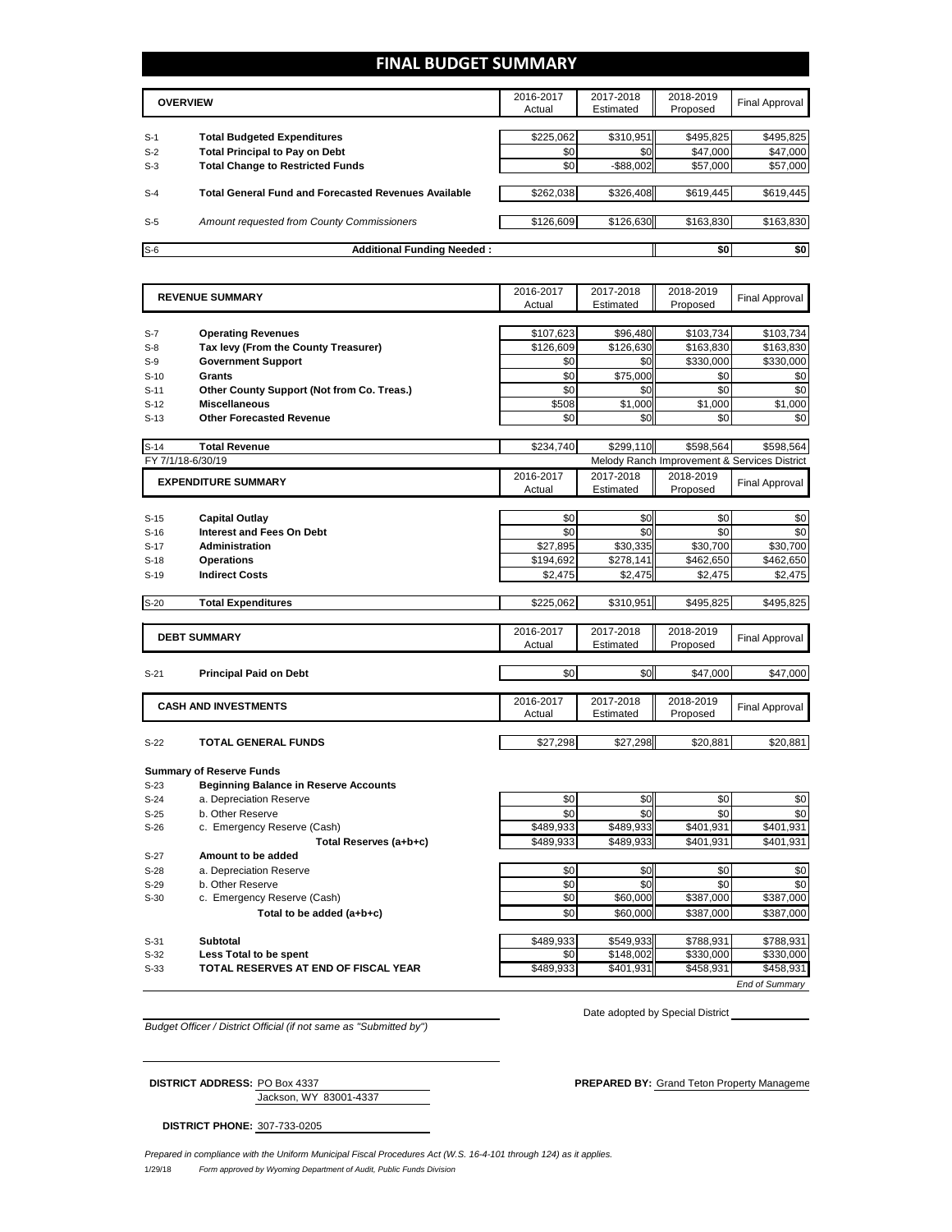# FINAL BUDGET SUMMARY

| | OVERVIEW | 2016-2017 Actual | 2017-2018 Estimated | 2018-2019 Proposed | Final Approval |
|---|---|---|---|---|---|
| S-1 | **Total Budgeted Expenditures** | $225,062 | $310,951 | $495,825 | $495,825 |
| S-2 | **Total Principal to Pay on Debt** | $0 | $0 | $47,000 | $47,000 |
| S-3 | **Total Change to Restricted Funds** | $0 | -$88,002 | $57,000 | $57,000 |
| S-4 | **Total General Fund and Forecasted Revenues Available** | $262,038 | $326,408 | $619,445 | $619,445 |
| S-5 | *Amount requested from County Commissioners* | $126,609 | $126,630 | $163,830 | $163,830 |
| S-6 | **Additional Funding Needed :** | | | $0 | $0 |

| | REVENUE SUMMARY | 2016-2017 Actual | 2017-2018 Estimated | 2018-2019 Proposed | Final Approval |
|---|---|---|---|---|---|
| S-7 | **Operating Revenues** | $107,623 | $96,480 | $103,734 | $103,734 |
| S-8 | **Tax levy (From the County Treasurer)** | $126,609 | $126,630 | $163,830 | $163,830 |
| S-9 | **Government Support** | $0 | $0 | $330,000 | $330,000 |
| S-10 | **Grants** | $0 | $75,000 | $0 | $0 |
| S-11 | **Other County Support (Not from Co. Treas.)** | $0 | $0 | $0 | $0 |
| S-12 | **Miscellaneous** | $508 | $1,000 | $1,000 | $1,000 |
| S-13 | **Other Forecasted Revenue** | $0 | $0 | $0 | $0 |
| S-14 | **Total Revenue** | $234,740 | $299,110 | $598,564 | $598,564 |

FY 7/1/18-6/30/19 — Melody Ranch Improvement & Services District

| | EXPENDITURE SUMMARY | 2016-2017 Actual | 2017-2018 Estimated | 2018-2019 Proposed | Final Approval |
|---|---|---|---|---|---|
| S-15 | **Capital Outlay** | $0 | $0 | $0 | $0 |
| S-16 | **Interest and Fees On Debt** | $0 | $0 | $0 | $0 |
| S-17 | **Administration** | $27,895 | $30,335 | $30,700 | $30,700 |
| S-18 | **Operations** | $194,692 | $278,141 | $462,650 | $462,650 |
| S-19 | **Indirect Costs** | $2,475 | $2,475 | $2,475 | $2,475 |
| S-20 | **Total Expenditures** | $225,062 | $310,951 | $495,825 | $495,825 |

| | DEBT SUMMARY | 2016-2017 Actual | 2017-2018 Estimated | 2018-2019 Proposed | Final Approval |
|---|---|---|---|---|---|
| S-21 | **Principal Paid on Debt** | $0 | $0 | $47,000 | $47,000 |

| | CASH AND INVESTMENTS | 2016-2017 Actual | 2017-2018 Estimated | 2018-2019 Proposed | Final Approval |
|---|---|---|---|---|---|
| S-22 | **TOTAL GENERAL FUNDS** | $27,298 | $27,298 | $20,881 | $20,881 |
| | **Summary of Reserve Funds** | | | | |
| S-23 | **Beginning Balance in Reserve Accounts** | | | | |
| S-24 | a. Depreciation Reserve | $0 | $0 | $0 | $0 |
| S-25 | b. Other Reserve | $0 | $0 | $0 | $0 |
| S-26 | c. Emergency Reserve (Cash) | $489,933 | $489,933 | $401,931 | $401,931 |
| | **Total Reserves (a+b+c)** | $489,933 | $489,933 | $401,931 | $401,931 |
| S-27 | **Amount to be added** | | | | |
| S-28 | a. Depreciation Reserve | $0 | $0 | $0 | $0 |
| S-29 | b. Other Reserve | $0 | $0 | $0 | $0 |
| S-30 | c. Emergency Reserve (Cash) | $0 | $60,000 | $387,000 | $387,000 |
| | **Total to be added (a+b+c)** | $0 | $60,000 | $387,000 | $387,000 |
| S-31 | **Subtotal** | $489,933 | $549,933 | $788,931 | $788,931 |
| S-32 | **Less Total to be spent** | $0 | $148,002 | $330,000 | $330,000 |
| S-33 | **TOTAL RESERVES AT END OF FISCAL YEAR** | $489,933 | $401,931 | $458,931 | $458,931 |

*End of Summary*

*Budget Officer / District Official (if not same as "Submitted by")*

Date adopted by Special District

**DISTRICT ADDRESS:** PO Box 4337
Jackson, WY 83001-4337

**PREPARED BY:** Grand Teton Property Manageme

**DISTRICT PHONE:** 307-733-0205

*Prepared in compliance with the Uniform Municipal Fiscal Procedures Act (W.S. 16-4-101 through 124) as it applies.*

1/29/18 *Form approved by Wyoming Department of Audit, Public Funds Division*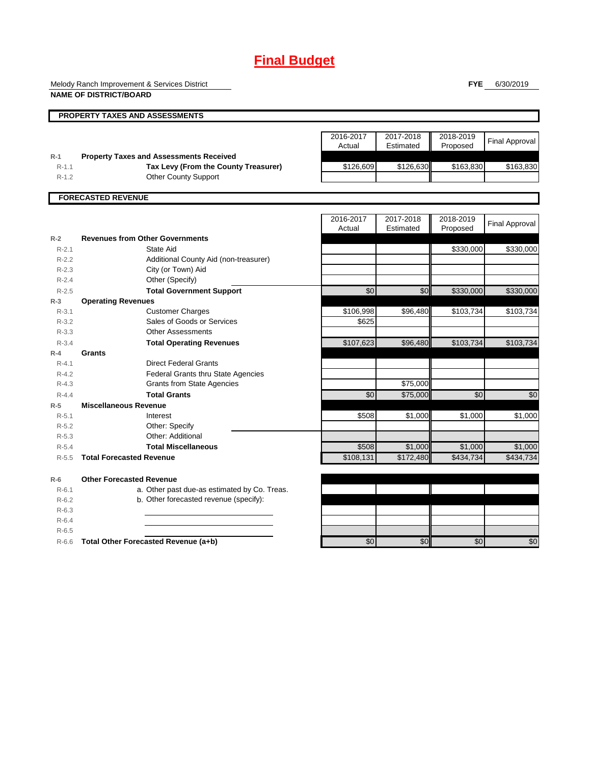# Final Budget

Melody Ranch Improvement & Services District
**NAME OF DISTRICT/BOARD**

**FYE** 6/30/2019

## PROPERTY TAXES AND ASSESSMENTS

| | | 2016-2017 Actual | 2017-2018 Estimated | 2018-2019 Proposed | Final Approval |
|---|---|---|---|---|---|
| R-1 | **Property Taxes and Assessments Received** | | | | |
| R-1.1 | **Tax Levy (From the County Treasurer)** | $126,609 | $126,630 | $163,830 | $163,830 |
| R-1.2 | Other County Support | | | | |

## FORECASTED REVENUE

| | | 2016-2017 Actual | 2017-2018 Estimated | 2018-2019 Proposed | Final Approval |
|---|---|---|---|---|---|
| R-2 | **Revenues from Other Governments** | | | | |
| R-2.1 | State Aid | | | $330,000 | $330,000 |
| R-2.2 | Additional County Aid (non-treasurer) | | | | |
| R-2.3 | City (or Town) Aid | | | | |
| R-2.4 | Other (Specify) | | | | |
| R-2.5 | **Total Government Support** | $0 | $0 | $330,000 | $330,000 |
| R-3 | **Operating Revenues** | | | | |
| R-3.1 | Customer Charges | $106,998 | $96,480 | $103,734 | $103,734 |
| R-3.2 | Sales of Goods or Services | $625 | | | |
| R-3.3 | Other Assessments | | | | |
| R-3.4 | **Total Operating Revenues** | $107,623 | $96,480 | $103,734 | $103,734 |
| R-4 | **Grants** | | | | |
| R-4.1 | Direct Federal Grants | | | | |
| R-4.2 | Federal Grants thru State Agencies | | | | |
| R-4.3 | Grants from State Agencies | | $75,000 | | |
| R-4.4 | **Total Grants** | $0 | $75,000 | $0 | $0 |
| R-5 | **Miscellaneous Revenue** | | | | |
| R-5.1 | Interest | $508 | $1,000 | $1,000 | $1,000 |
| R-5.2 | Other: Specify | | | | |
| R-5.3 | Other: Additional | | | | |
| R-5.4 | **Total Miscellaneous** | $508 | $1,000 | $1,000 | $1,000 |
| R-5.5 | **Total Forecasted Revenue** | $108,131 | $172,480 | $434,734 | $434,734 |
| R-6 | **Other Forecasted Revenue** | | | | |
| R-6.1 | a. Other past due-as estimated by Co. Treas. | | | | |
| R-6.2 | b. Other forecasted revenue (specify): | | | | |
| R-6.3 | | | | | |
| R-6.4 | | | | | |
| R-6.5 | | | | | |
| R-6.6 | **Total Other Forecasted Revenue (a+b)** | $0 | $0 | $0 | $0 |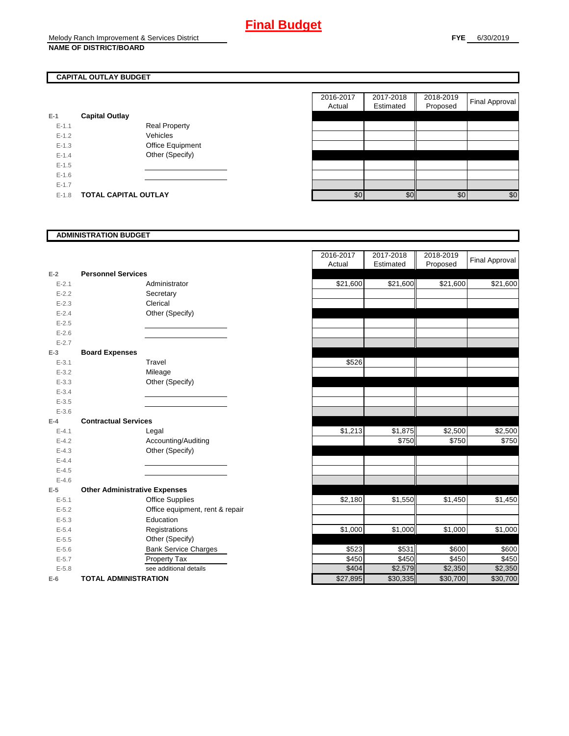# Final Budget

Melody Ranch Improvement & Services District

**NAME OF DISTRICT/BOARD**

**FYE** 6/30/2019

## CAPITAL OUTLAY BUDGET

| | | | 2016-2017 Actual | 2017-2018 Estimated | 2018-2019 Proposed | Final Approval |
|---|---|---|---|---|---|---|
| E-1 | **Capital Outlay** | | | | | |
| E-1.1 | | Real Property | | | | |
| E-1.2 | | Vehicles | | | | |
| E-1.3 | | Office Equipment | | | | |
| E-1.4 | | Other (Specify) | | | | |
| E-1.5 | | | | | | |
| E-1.6 | | | | | | |
| E-1.7 | | | | | | |
| E-1.8 | **TOTAL CAPITAL OUTLAY** | | $0 | $0 | $0 | $0 |

## ADMINISTRATION BUDGET

| | | | 2016-2017 Actual | 2017-2018 Estimated | 2018-2019 Proposed | Final Approval |
|---|---|---|---|---|---|---|
| E-2 | **Personnel Services** | | | | | |
| E-2.1 | | Administrator | $21,600 | $21,600 | $21,600 | $21,600 |
| E-2.2 | | Secretary | | | | |
| E-2.3 | | Clerical | | | | |
| E-2.4 | | Other (Specify) | | | | |
| E-2.5 | | | | | | |
| E-2.6 | | | | | | |
| E-2.7 | | | | | | |
| E-3 | **Board Expenses** | | | | | |
| E-3.1 | | Travel | $526 | | | |
| E-3.2 | | Mileage | | | | |
| E-3.3 | | Other (Specify) | | | | |
| E-3.4 | | | | | | |
| E-3.5 | | | | | | |
| E-3.6 | | | | | | |
| E-4 | **Contractual Services** | | | | | |
| E-4.1 | | Legal | $1,213 | $1,875 | $2,500 | $2,500 |
| E-4.2 | | Accounting/Auditing | | $750 | $750 | $750 |
| E-4.3 | | Other (Specify) | | | | |
| E-4.4 | | | | | | |
| E-4.5 | | | | | | |
| E-4.6 | | | | | | |
| E-5 | **Other Administrative Expenses** | | | | | |
| E-5.1 | | Office Supplies | $2,180 | $1,550 | $1,450 | $1,450 |
| E-5.2 | | Office equipment, rent & repair | | | | |
| E-5.3 | | Education | | | | |
| E-5.4 | | Registrations | $1,000 | $1,000 | $1,000 | $1,000 |
| E-5.5 | | Other (Specify) | | | | |
| E-5.6 | | Bank Service Charges | $523 | $531 | $600 | $600 |
| E-5.7 | | Property Tax | $450 | $450 | $450 | $450 |
| E-5.8 | | see additional details | $404 | $2,579 | $2,350 | $2,350 |
| E-6 | **TOTAL ADMINISTRATION** | | $27,895 | $30,335 | $30,700 | $30,700 |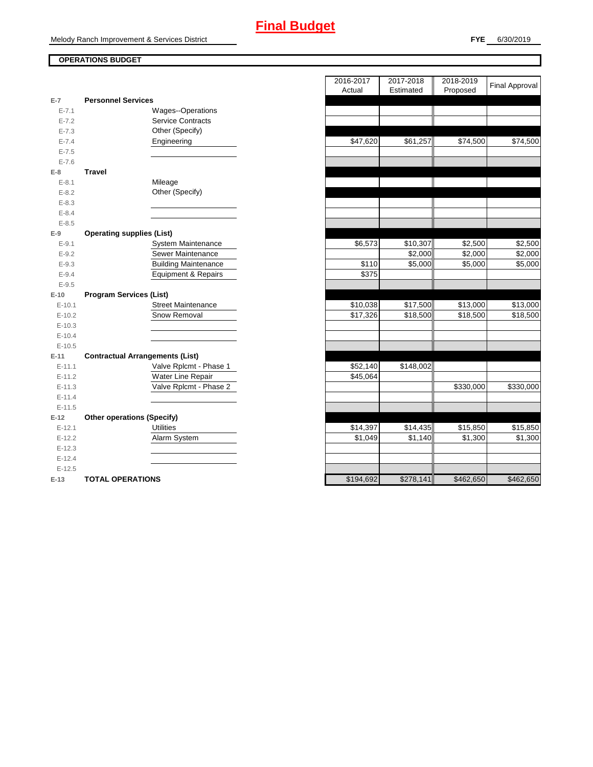# Final Budget

Melody Ranch Improvement & Services District

**FYE** 6/30/2019

**OPERATIONS BUDGET**

| | | 2016-2017 Actual | 2017-2018 Estimated | 2018-2019 Proposed | Final Approval |
|---|---|---|---|---|---|
| **E-7** | **Personnel Services** | | | | |
| E-7.1 | Wages--Operations | | | | |
| E-7.2 | Service Contracts | | | | |
| E-7.3 | Other (Specify) | | | | |
| E-7.4 | Engineering | $47,620 | $61,257 | $74,500 | $74,500 |
| E-7.5 | | | | | |
| E-7.6 | | | | | |
| **E-8** | **Travel** | | | | |
| E-8.1 | Mileage | | | | |
| E-8.2 | Other (Specify) | | | | |
| E-8.3 | | | | | |
| E-8.4 | | | | | |
| E-8.5 | | | | | |
| **E-9** | **Operating supplies (List)** | | | | |
| E-9.1 | System Maintenance | $6,573 | $10,307 | $2,500 | $2,500 |
| E-9.2 | Sewer Maintenance | | $2,000 | $2,000 | $2,000 |
| E-9.3 | Building Maintenance | $110 | $5,000 | $5,000 | $5,000 |
| E-9.4 | Equipment & Repairs | $375 | | | |
| E-9.5 | | | | | |
| **E-10** | **Program Services (List)** | | | | |
| E-10.1 | Street Maintenance | $10,038 | $17,500 | $13,000 | $13,000 |
| E-10.2 | Snow Removal | $17,326 | $18,500 | $18,500 | $18,500 |
| E-10.3 | | | | | |
| E-10.4 | | | | | |
| E-10.5 | | | | | |
| **E-11** | **Contractual Arrangements (List)** | | | | |
| E-11.1 | Valve Rplcmt - Phase 1 | $52,140 | $148,002 | | |
| E-11.2 | Water Line Repair | $45,064 | | | |
| E-11.3 | Valve Rplcmt - Phase 2 | | | $330,000 | $330,000 |
| E-11.4 | | | | | |
| E-11.5 | | | | | |
| **E-12** | **Other operations (Specify)** | | | | |
| E-12.1 | Utilities | $14,397 | $14,435 | $15,850 | $15,850 |
| E-12.2 | Alarm System | $1,049 | $1,140 | $1,300 | $1,300 |
| E-12.3 | | | | | |
| E-12.4 | | | | | |
| E-12.5 | | | | | |
| **E-13** | **TOTAL OPERATIONS** | $194,692 | $278,141 | $462,650 | $462,650 |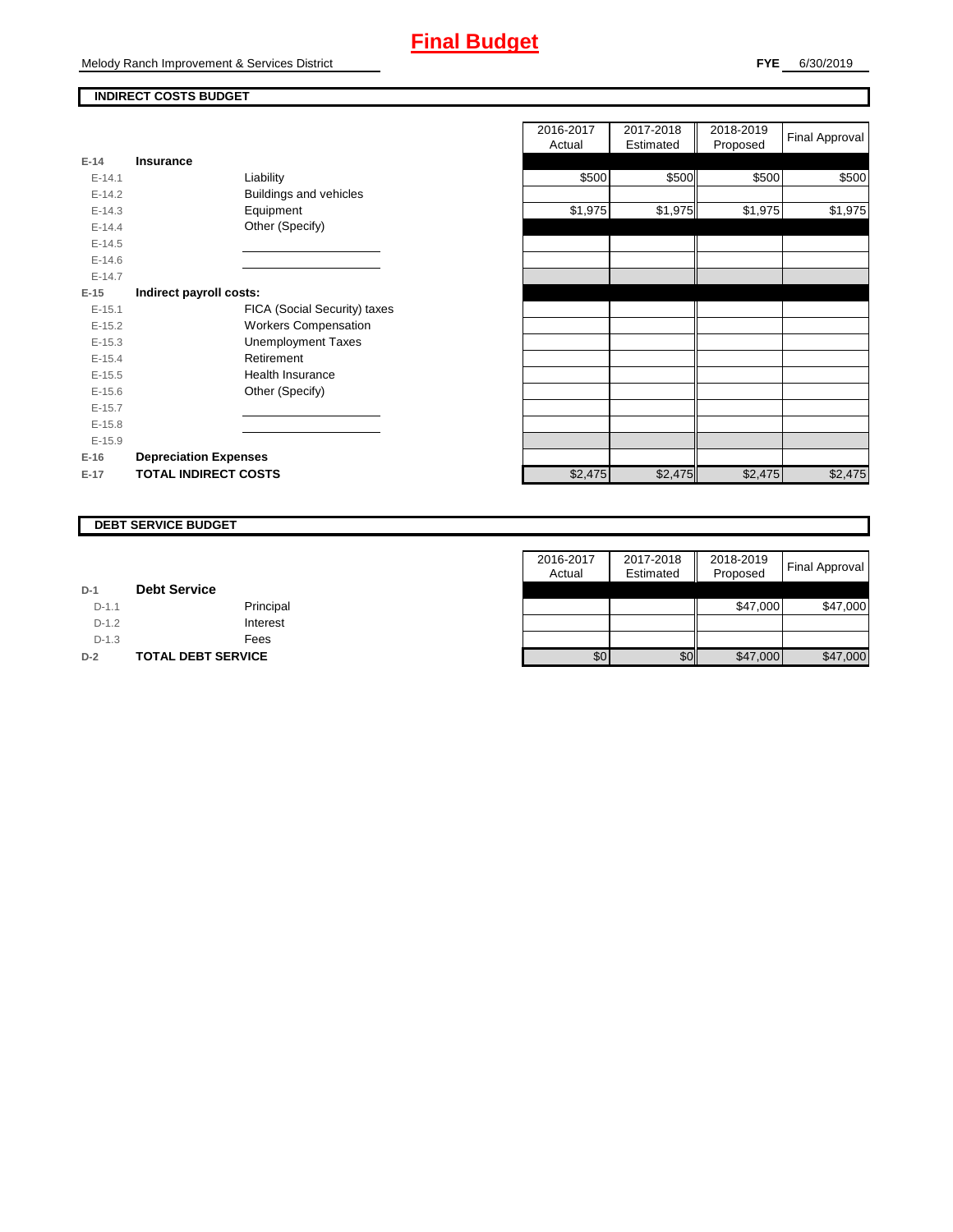# Final Budget

Melody Ranch Improvement & Services District

**FYE** 6/30/2019

## INDIRECT COSTS BUDGET

| | | | 2016-2017 Actual | 2017-2018 Estimated | 2018-2019 Proposed | Final Approval |
|---|---|---|---|---|---|---|
| **E-14** | **Insurance** | | | | | |
| E-14.1 | | Liability | $500 | $500 | $500 | $500 |
| E-14.2 | | Buildings and vehicles | | | | |
| E-14.3 | | Equipment | $1,975 | $1,975 | $1,975 | $1,975 |
| E-14.4 | | Other (Specify) | | | | |
| E-14.5 | | | | | | |
| E-14.6 | | | | | | |
| E-14.7 | | | | | | |
| **E-15** | **Indirect payroll costs:** | | | | | |
| E-15.1 | | FICA (Social Security) taxes | | | | |
| E-15.2 | | Workers Compensation | | | | |
| E-15.3 | | Unemployment Taxes | | | | |
| E-15.4 | | Retirement | | | | |
| E-15.5 | | Health Insurance | | | | |
| E-15.6 | | Other (Specify) | | | | |
| E-15.7 | | | | | | |
| E-15.8 | | | | | | |
| E-15.9 | | | | | | |
| **E-16** | **Depreciation Expenses** | | | | | |
| **E-17** | **TOTAL INDIRECT COSTS** | | $2,475 | $2,475 | $2,475 | $2,475 |

## DEBT SERVICE BUDGET

| | | | 2016-2017 Actual | 2017-2018 Estimated | 2018-2019 Proposed | Final Approval |
|---|---|---|---|---|---|---|
| **D-1** | **Debt Service** | | | | | |
| D-1.1 | | Principal | | | $47,000 | $47,000 |
| D-1.2 | | Interest | | | | |
| D-1.3 | | Fees | | | | |
| **D-2** | **TOTAL DEBT SERVICE** | | $0 | $0 | $47,000 | $47,000 |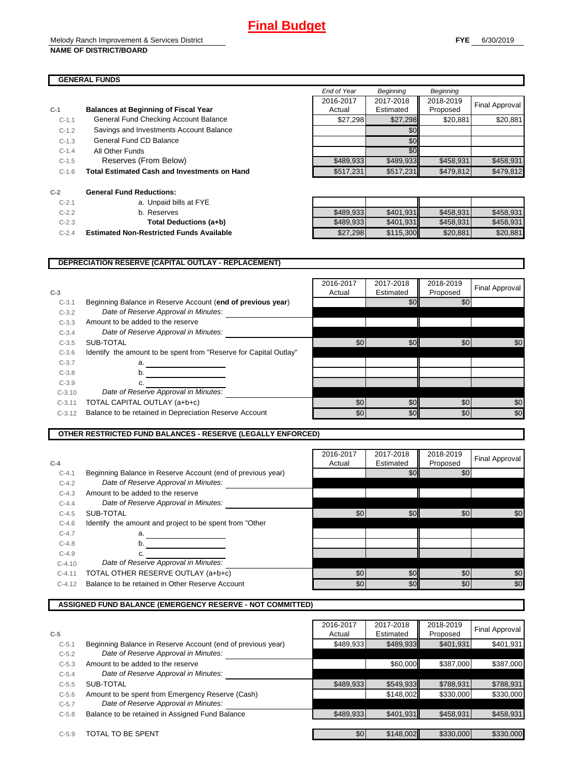# Final Budget

Melody Ranch Improvement & Services District
**NAME OF DISTRICT/BOARD**

**FYE** 6/30/2019

## GENERAL FUNDS

| | | End of Year 2016-2017 Actual | Beginning 2017-2018 Estimated | Beginning 2018-2019 Proposed | Final Approval |
|---|---|---|---|---|---|
| **C-1** | **Balances at Beginning of Fiscal Year** | | | | |
| C-1.1 | General Fund Checking Account Balance | $27,298 | $27,298 | $20,881 | $20,881 |
| C-1.2 | Savings and Investments Account Balance | | $0 | | |
| C-1.3 | General Fund CD Balance | | $0 | | |
| C-1.4 | All Other Funds | | $0 | | |
| C-1.5 | Reserves (From Below) | $489,933 | $489,933 | $458,931 | $458,931 |
| C-1.6 | **Total Estimated Cash and Investments on Hand** | $517,231 | $517,231 | $479,812 | $479,812 |
| **C-2** | **General Fund Reductions:** | | | | |
| C-2.1 | a. Unpaid bills at FYE | | | | |
| C-2.2 | b. Reserves | $489,933 | $401,931 | $458,931 | $458,931 |
| C-2.3 | **Total Deductions (a+b)** | $489,933 | $401,931 | $458,931 | $458,931 |
| C-2.4 | **Estimated Non-Restricted Funds Available** | $27,298 | $115,300 | $20,881 | $20,881 |

## DEPRECIATION RESERVE (CAPITAL OUTLAY - REPLACEMENT)

| C-3 | | 2016-2017 Actual | 2017-2018 Estimated | 2018-2019 Proposed | Final Approval |
|---|---|---|---|---|---|
| C-3.1 | Beginning Balance in Reserve Account (**end of previous year**) | | $0 | $0 | |
| C-3.2 | *Date of Reserve Approval in Minutes:* | | | | |
| C-3.3 | Amount to be added to the reserve | | | | |
| C-3.4 | *Date of Reserve Approval in Minutes:* | | | | |
| C-3.5 | SUB-TOTAL | $0 | $0 | $0 | $0 |
| C-3.6 | Identify the amount to be spent from "Reserve for Capital Outlay" | | | | |
| C-3.7 | a. | | | | |
| C-3.8 | b. | | | | |
| C-3.9 | c. | | | | |
| C-3.10 | *Date of Reserve Approval in Minutes:* | | | | |
| C-3.11 | TOTAL CAPITAL OUTLAY (a+b+c) | $0 | $0 | $0 | $0 |
| C-3.12 | Balance to be retained in Depreciation Reserve Account | $0 | $0 | $0 | $0 |

## OTHER RESTRICTED FUND BALANCES - RESERVE (LEGALLY ENFORCED)

| C-4 | | 2016-2017 Actual | 2017-2018 Estimated | 2018-2019 Proposed | Final Approval |
|---|---|---|---|---|---|
| C-4.1 | Beginning Balance in Reserve Account (end of previous year) | | $0 | $0 | |
| C-4.2 | *Date of Reserve Approval in Minutes:* | | | | |
| C-4.3 | Amount to be added to the reserve | | | | |
| C-4.4 | *Date of Reserve Approval in Minutes:* | | | | |
| C-4.5 | SUB-TOTAL | $0 | $0 | $0 | $0 |
| C-4.6 | Identify the amount and project to be spent from "Other | | | | |
| C-4.7 | a. | | | | |
| C-4.8 | b. | | | | |
| C-4.9 | c. | | | | |
| C-4.10 | *Date of Reserve Approval in Minutes:* | | | | |
| C-4.11 | TOTAL OTHER RESERVE OUTLAY (a+b+c) | $0 | $0 | $0 | $0 |
| C-4.12 | Balance to be retained in Other Reserve Account | $0 | $0 | $0 | $0 |

## ASSIGNED FUND BALANCE (EMERGENCY RESERVE - NOT COMMITTED)

| C-5 | | 2016-2017 Actual | 2017-2018 Estimated | 2018-2019 Proposed | Final Approval |
|---|---|---|---|---|---|
| C-5.1 | Beginning Balance in Reserve Account (end of previous year) | $489,933 | $489,933 | $401,931 | $401,931 |
| C-5.2 | *Date of Reserve Approval in Minutes:* | | | | |
| C-5.3 | Amount to be added to the reserve | | $60,000 | $387,000 | $387,000 |
| C-5.4 | *Date of Reserve Approval in Minutes:* | | | | |
| C-5.5 | SUB-TOTAL | $489,933 | $549,933 | $788,931 | $788,931 |
| C-5.6 | Amount to be spent from Emergency Reserve (Cash) | | $148,002 | $330,000 | $330,000 |
| C-5.7 | *Date of Reserve Approval in Minutes:* | | | | |
| C-5.8 | Balance to be retained in Assigned Fund Balance | $489,933 | $401,931 | $458,931 | $458,931 |
| C-5.9 | TOTAL TO BE SPENT | $0 | $148,002 | $330,000 | $330,000 |